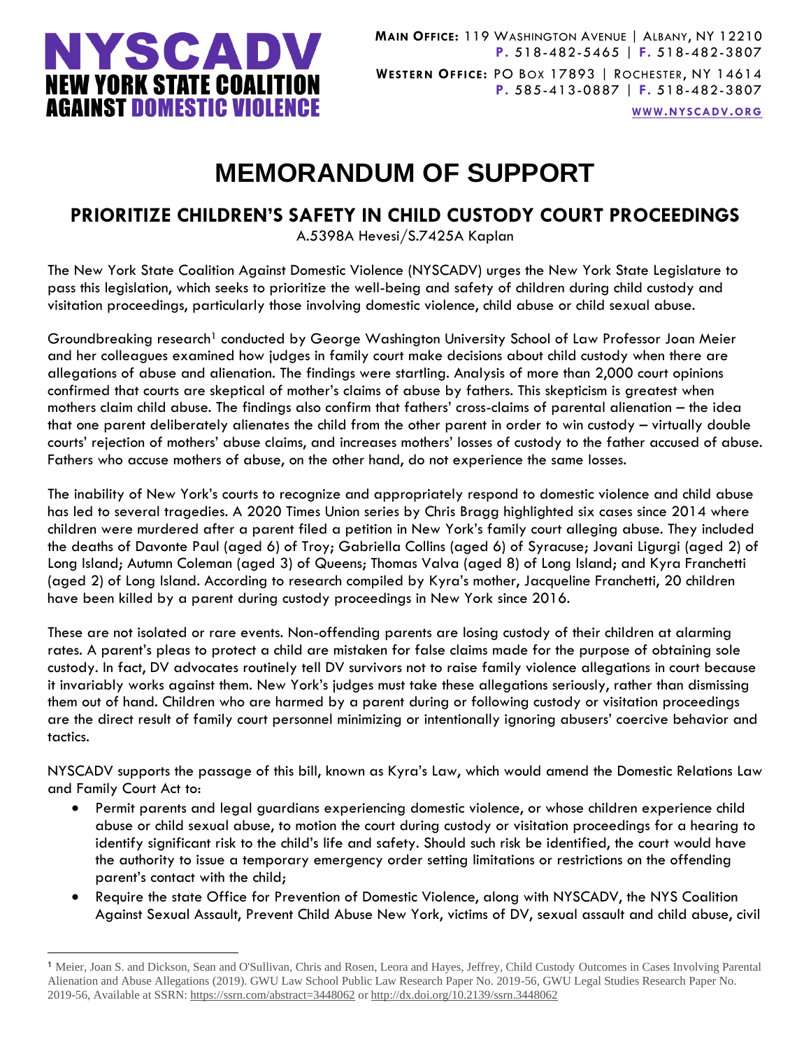# NYSCADV
## NEW YORK STATE COALITION AGAINST DOMESTIC VIOLENCE

**MAIN OFFICE:** 119 WASHINGTON AVENUE | ALBANY, NY 12210
**P.** 518-482-5465 | **F.** 518-482-3807

**WESTERN OFFICE:** PO BOX 17893 | ROCHESTER, NY 14614
**P.** 585-413-0887 | **F.** 518-482-3807

WWW.NYSCADV.ORG

# MEMORANDUM OF SUPPORT

## PRIORITIZE CHILDREN'S SAFETY IN CHILD CUSTODY COURT PROCEEDINGS

A.5398A Hevesi/S.7425A Kaplan

The New York State Coalition Against Domestic Violence (NYSCADV) urges the New York State Legislature to pass this legislation, which seeks to prioritize the well-being and safety of children during child custody and visitation proceedings, particularly those involving domestic violence, child abuse or child sexual abuse.

Groundbreaking research[1] conducted by George Washington University School of Law Professor Joan Meier and her colleagues examined how judges in family court make decisions about child custody when there are allegations of abuse and alienation. The findings were startling. Analysis of more than 2,000 court opinions confirmed that courts are skeptical of mother's claims of abuse by fathers. This skepticism is greatest when mothers claim child abuse. The findings also confirm that fathers' cross-claims of parental alienation – the idea that one parent deliberately alienates the child from the other parent in order to win custody – virtually double courts' rejection of mothers' abuse claims, and increases mothers' losses of custody to the father accused of abuse. Fathers who accuse mothers of abuse, on the other hand, do not experience the same losses.

The inability of New York's courts to recognize and appropriately respond to domestic violence and child abuse has led to several tragedies. A 2020 Times Union series by Chris Bragg highlighted six cases since 2014 where children were murdered after a parent filed a petition in New York's family court alleging abuse. They included the deaths of Davonte Paul (aged 6) of Troy; Gabriella Collins (aged 6) of Syracuse; Jovani Ligurgi (aged 2) of Long Island; Autumn Coleman (aged 3) of Queens; Thomas Valva (aged 8) of Long Island; and Kyra Franchetti (aged 2) of Long Island. According to research compiled by Kyra's mother, Jacqueline Franchetti, 20 children have been killed by a parent during custody proceedings in New York since 2016.

These are not isolated or rare events. Non-offending parents are losing custody of their children at alarming rates. A parent's pleas to protect a child are mistaken for false claims made for the purpose of obtaining sole custody. In fact, DV advocates routinely tell DV survivors not to raise family violence allegations in court because it invariably works against them. New York's judges must take these allegations seriously, rather than dismissing them out of hand. Children who are harmed by a parent during or following custody or visitation proceedings are the direct result of family court personnel minimizing or intentionally ignoring abusers' coercive behavior and tactics.

NYSCADV supports the passage of this bill, known as Kyra's Law, which would amend the Domestic Relations Law and Family Court Act to:

- Permit parents and legal guardians experiencing domestic violence, or whose children experience child abuse or child sexual abuse, to motion the court during custody or visitation proceedings for a hearing to identify significant risk to the child's life and safety. Should such risk be identified, the court would have the authority to issue a temporary emergency order setting limitations or restrictions on the offending parent's contact with the child;
- Require the state Office for Prevention of Domestic Violence, along with NYSCADV, the NYS Coalition Against Sexual Assault, Prevent Child Abuse New York, victims of DV, sexual assault and child abuse, civil

[1] Meier, Joan S. and Dickson, Sean and O'Sullivan, Chris and Rosen, Leora and Hayes, Jeffrey, Child Custody Outcomes in Cases Involving Parental Alienation and Abuse Allegations (2019). GWU Law School Public Law Research Paper No. 2019-56, GWU Legal Studies Research Paper No. 2019-56, Available at SSRN: https://ssrn.com/abstract=3448062 or http://dx.doi.org/10.2139/ssrn.3448062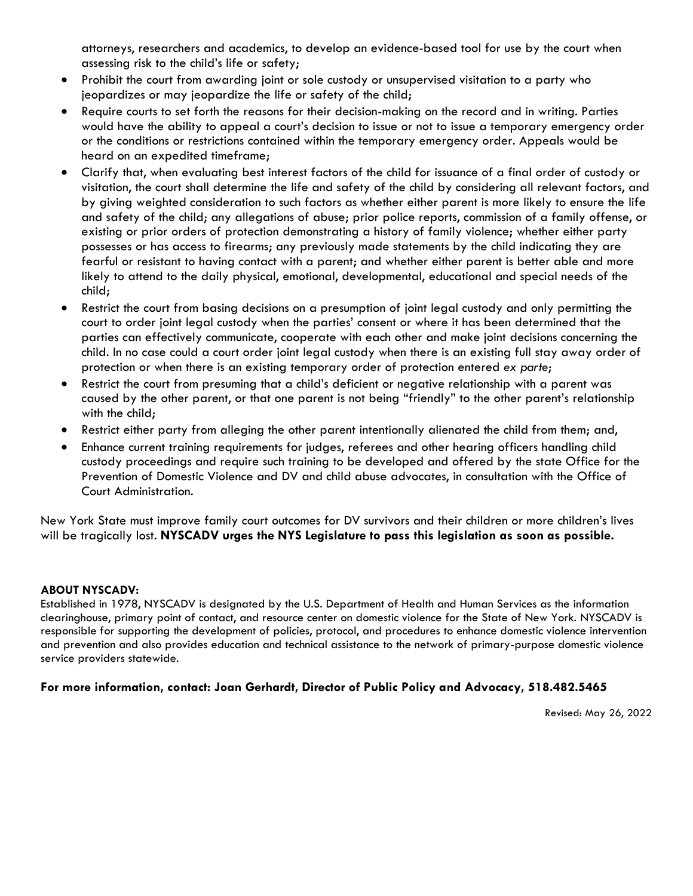attorneys, researchers and academics, to develop an evidence-based tool for use by the court when assessing risk to the child's life or safety;

- Prohibit the court from awarding joint or sole custody or unsupervised visitation to a party who jeopardizes or may jeopardize the life or safety of the child;
- Require courts to set forth the reasons for their decision-making on the record and in writing. Parties would have the ability to appeal a court's decision to issue or not to issue a temporary emergency order or the conditions or restrictions contained within the temporary emergency order. Appeals would be heard on an expedited timeframe;
- Clarify that, when evaluating best interest factors of the child for issuance of a final order of custody or visitation, the court shall determine the life and safety of the child by considering all relevant factors, and by giving weighted consideration to such factors as whether either parent is more likely to ensure the life and safety of the child; any allegations of abuse; prior police reports, commission of a family offense, or existing or prior orders of protection demonstrating a history of family violence; whether either party possesses or has access to firearms; any previously made statements by the child indicating they are fearful or resistant to having contact with a parent; and whether either parent is better able and more likely to attend to the daily physical, emotional, developmental, educational and special needs of the child;
- Restrict the court from basing decisions on a presumption of joint legal custody and only permitting the court to order joint legal custody when the parties' consent or where it has been determined that the parties can effectively communicate, cooperate with each other and make joint decisions concerning the child. In no case could a court order joint legal custody when there is an existing full stay away order of protection or when there is an existing temporary order of protection entered *ex parte*;
- Restrict the court from presuming that a child's deficient or negative relationship with a parent was caused by the other parent, or that one parent is not being "friendly" to the other parent's relationship with the child;
- Restrict either party from alleging the other parent intentionally alienated the child from them; and,
- Enhance current training requirements for judges, referees and other hearing officers handling child custody proceedings and require such training to be developed and offered by the state Office for the Prevention of Domestic Violence and DV and child abuse advocates, in consultation with the Office of Court Administration.

New York State must improve family court outcomes for DV survivors and their children or more children's lives will be tragically lost. **NYSCADV urges the NYS Legislature to pass this legislation as soon as possible.**

**ABOUT NYSCADV:**
Established in 1978, NYSCADV is designated by the U.S. Department of Health and Human Services as the information clearinghouse, primary point of contact, and resource center on domestic violence for the State of New York. NYSCADV is responsible for supporting the development of policies, protocol, and procedures to enhance domestic violence intervention and prevention and also provides education and technical assistance to the network of primary-purpose domestic violence service providers statewide.

**For more information, contact: Joan Gerhardt, Director of Public Policy and Advocacy, 518.482.5465**

Revised: May 26, 2022